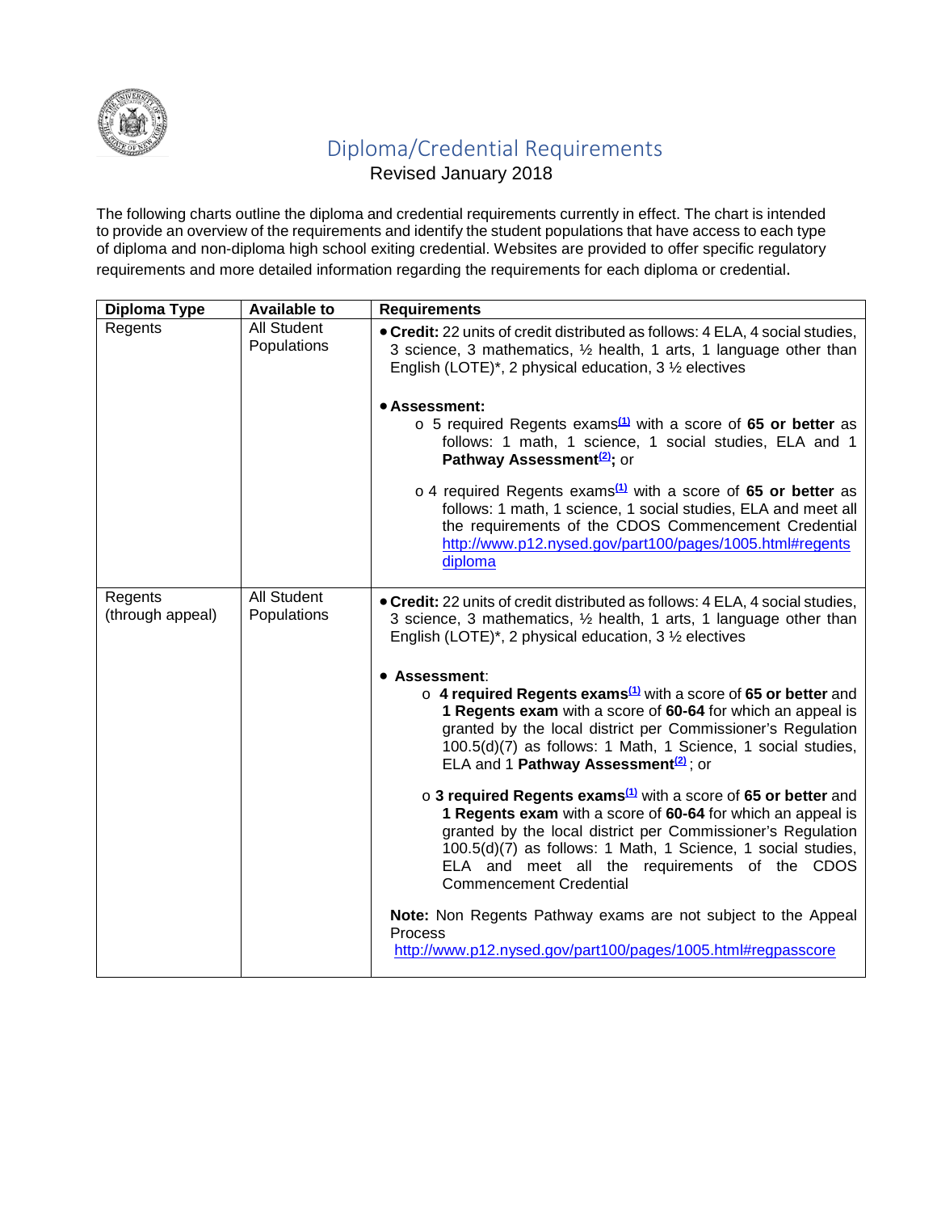# Diploma/Credential Requirements

Revised January 2018

The following charts outline the diploma and credential requirements currently in effect. The chart is intended to provide an overview of the requirements and identify the student populations that have access to each type of diploma and non-diploma high school exiting credential. Websites are provided to offer specific regulatory requirements and more detailed information regarding the requirements for each diploma or credential.

| Diploma Type | Available to | Requirements |
|---|---|---|
| Regents | All Student Populations | • **Credit:** 22 units of credit distributed as follows: 4 ELA, 4 social studies, 3 science, 3 mathematics, ½ health, 1 arts, 1 language other than English (LOTE)*, 2 physical education, 3 ½ electives<br><br>• **Assessment:**<br>o 5 required Regents exams[(1)] with a score of **65 or better** as follows: 1 math, 1 science, 1 social studies, ELA and 1 **Pathway Assessment[(2)];** or<br><br>o 4 required Regents exams[(1)] with a score of **65 or better** as follows: 1 math, 1 science, 1 social studies, ELA and meet all the requirements of the CDOS Commencement Credential http://www.p12.nysed.gov/part100/pages/1005.html#regentsdiploma |
| Regents (through appeal) | All Student Populations | • **Credit:** 22 units of credit distributed as follows: 4 ELA, 4 social studies, 3 science, 3 mathematics, ½ health, 1 arts, 1 language other than English (LOTE)*, 2 physical education, 3 ½ electives<br><br>• **Assessment**:<br>o **4 required Regents exams[(1)]** with a score of **65 or better** and **1 Regents exam** with a score of **60-64** for which an appeal is granted by the local district per Commissioner's Regulation 100.5(d)(7) as follows: 1 Math, 1 Science, 1 social studies, ELA and 1 **Pathway Assessment[(2)]**; or<br><br>o **3 required Regents exams[(1)]** with a score of **65 or better** and **1 Regents exam** with a score of **60-64** for which an appeal is granted by the local district per Commissioner's Regulation 100.5(d)(7) as follows: 1 Math, 1 Science, 1 social studies, ELA and meet all the requirements of the CDOS Commencement Credential<br><br>**Note:** Non Regents Pathway exams are not subject to the Appeal Process<br>http://www.p12.nysed.gov/part100/pages/1005.html#regpasscore |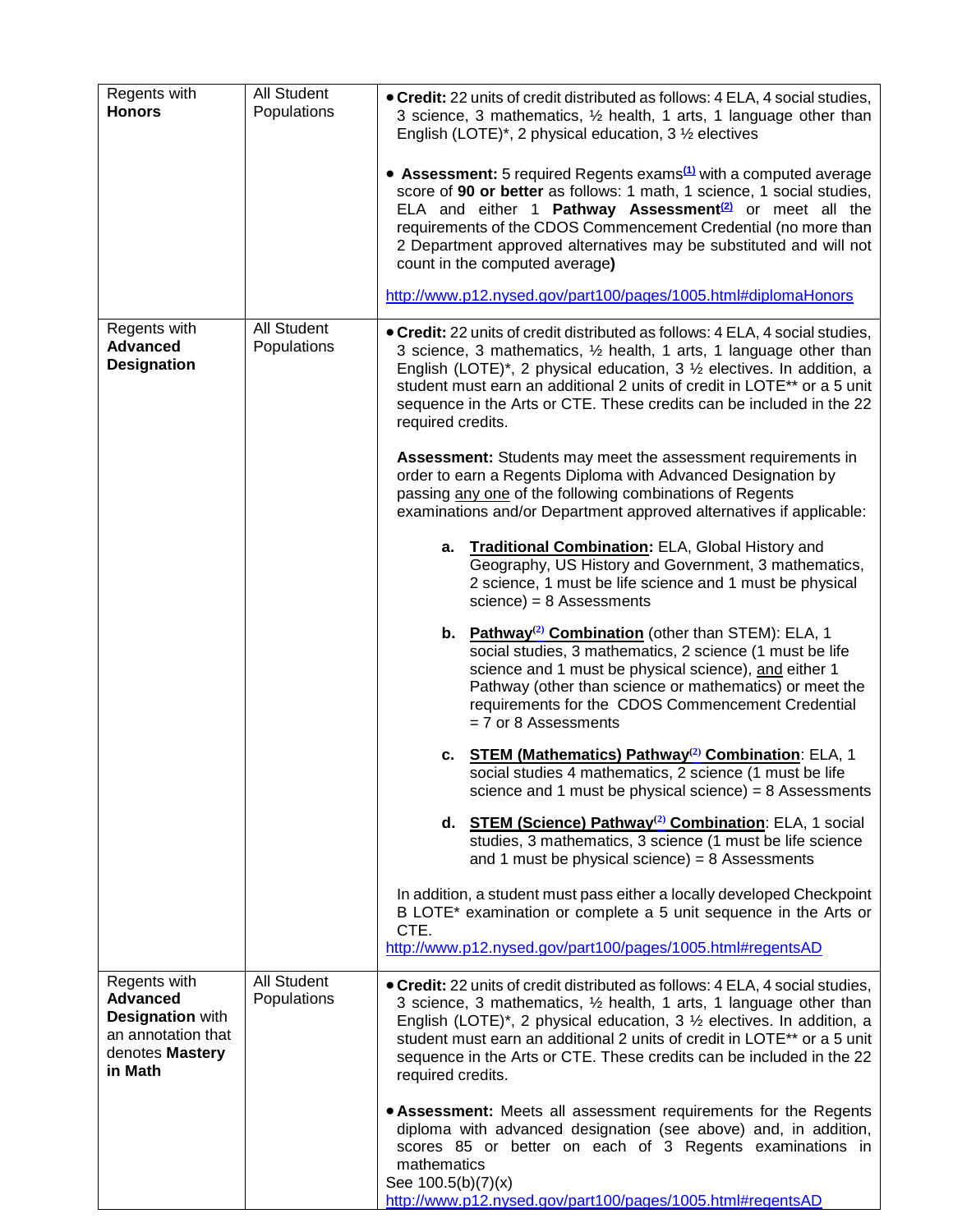| Regents with **Honors** | All Student Populations | • **Credit:** 22 units of credit distributed as follows: 4 ELA, 4 social studies, 3 science, 3 mathematics, ½ health, 1 arts, 1 language other than English (LOTE)*, 2 physical education, 3 ½ electives<br><br>• **Assessment:** 5 required Regents exams[(1)] with a computed average score of **90 or better** as follows: 1 math, 1 science, 1 social studies, ELA and either 1 **Pathway Assessment**[(2)] or meet all the requirements of the CDOS Commencement Credential (no more than 2 Department approved alternatives may be substituted and will not count in the computed average**)**<br><br>http://www.p12.nysed.gov/part100/pages/1005.html#diplomaHonors |
|---|---|---|
| Regents with **Advanced Designation** | All Student Populations | • **Credit:** 22 units of credit distributed as follows: 4 ELA, 4 social studies, 3 science, 3 mathematics, ½ health, 1 arts, 1 language other than English (LOTE)*, 2 physical education, 3 ½ electives. In addition, a student must earn an additional 2 units of credit in LOTE** or a 5 unit sequence in the Arts or CTE. These credits can be included in the 22 required credits.<br><br>**Assessment:** Students may meet the assessment requirements in order to earn a Regents Diploma with Advanced Designation by passing any one of the following combinations of Regents examinations and/or Department approved alternatives if applicable:<br><br>**a.** **Traditional Combination:** ELA, Global History and Geography, US History and Government, 3 mathematics, 2 science, 1 must be life science and 1 must be physical science) = 8 Assessments<br><br>**b.** **Pathway[(2)] Combination** (other than STEM): ELA, 1 social studies, 3 mathematics, 2 science (1 must be life science and 1 must be physical science), and either 1 Pathway (other than science or mathematics) or meet the requirements for the CDOS Commencement Credential = 7 or 8 Assessments<br><br>**c.** **STEM (Mathematics) Pathway[(2)] Combination**: ELA, 1 social studies 4 mathematics, 2 science (1 must be life science and 1 must be physical science) = 8 Assessments<br><br>**d.** **STEM (Science) Pathway[(2)] Combination**: ELA, 1 social studies, 3 mathematics, 3 science (1 must be life science and 1 must be physical science) = 8 Assessments<br><br>In addition, a student must pass either a locally developed Checkpoint B LOTE* examination or complete a 5 unit sequence in the Arts or CTE.<br>http://www.p12.nysed.gov/part100/pages/1005.html#regentsAD |
| Regents with **Advanced Designation** with an annotation that denotes **Mastery in Math** | All Student Populations | • **Credit:** 22 units of credit distributed as follows: 4 ELA, 4 social studies, 3 science, 3 mathematics, ½ health, 1 arts, 1 language other than English (LOTE)*, 2 physical education, 3 ½ electives. In addition, a student must earn an additional 2 units of credit in LOTE** or a 5 unit sequence in the Arts or CTE. These credits can be included in the 22 required credits.<br><br>• **Assessment:** Meets all assessment requirements for the Regents diploma with advanced designation (see above) and, in addition, scores 85 or better on each of 3 Regents examinations in mathematics<br>See 100.5(b)(7)(x)<br>http://www.p12.nysed.gov/part100/pages/1005.html#regentsAD |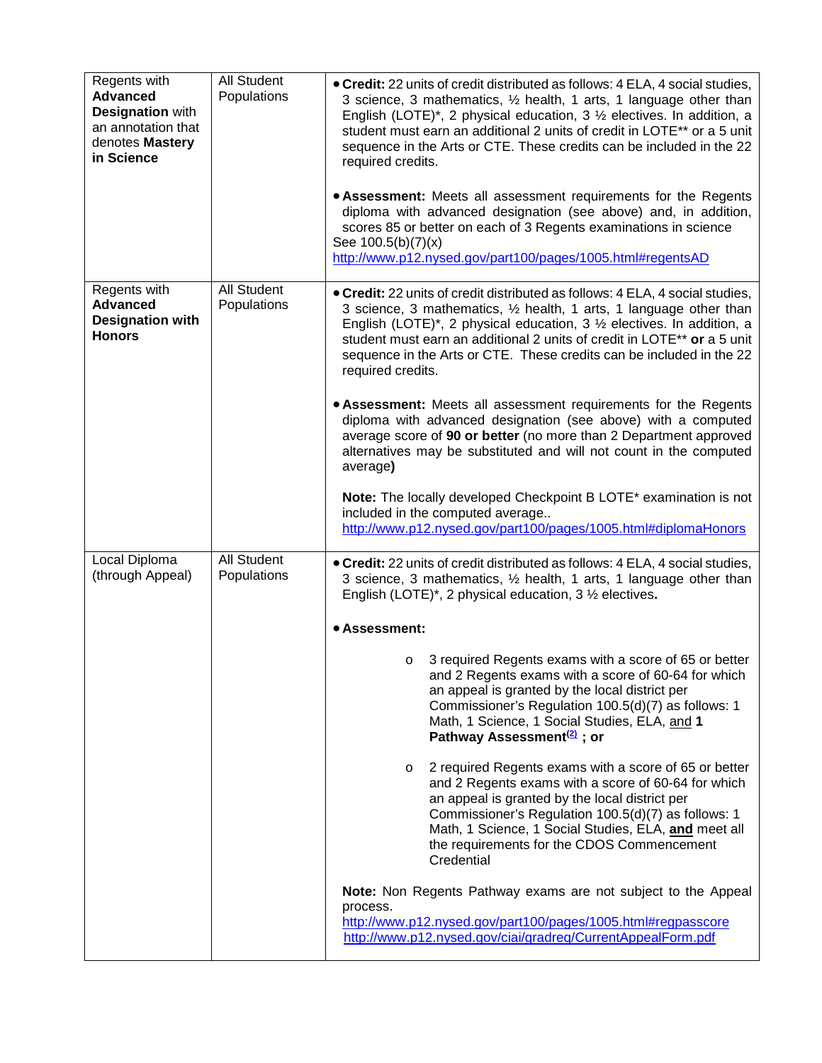| | | |
|---|---|---|
| Regents with **Advanced Designation** with an annotation that denotes **Mastery in Science** | All Student Populations | • **Credit:** 22 units of credit distributed as follows: 4 ELA, 4 social studies, 3 science, 3 mathematics, ½ health, 1 arts, 1 language other than English (LOTE)*, 2 physical education, 3 ½ electives. In addition, a student must earn an additional 2 units of credit in LOTE** or a 5 unit sequence in the Arts or CTE. These credits can be included in the 22 required credits.<br><br>• **Assessment:** Meets all assessment requirements for the Regents diploma with advanced designation (see above) and, in addition, scores 85 or better on each of 3 Regents examinations in science See 100.5(b)(7)(x) http://www.p12.nysed.gov/part100/pages/1005.html#regentsAD |
| Regents with **Advanced Designation with Honors** | All Student Populations | • **Credit:** 22 units of credit distributed as follows: 4 ELA, 4 social studies, 3 science, 3 mathematics, ½ health, 1 arts, 1 language other than English (LOTE)*, 2 physical education, 3 ½ electives. In addition, a student must earn an additional 2 units of credit in LOTE** **or** a 5 unit sequence in the Arts or CTE. These credits can be included in the 22 required credits.<br><br>• **Assessment:** Meets all assessment requirements for the Regents diploma with advanced designation (see above) with a computed average score of **90 or better** (no more than 2 Department approved alternatives may be substituted and will not count in the computed average**)**<br><br>**Note:** The locally developed Checkpoint B LOTE* examination is not included in the computed average.. http://www.p12.nysed.gov/part100/pages/1005.html#diplomaHonors |
| Local Diploma (through Appeal) | All Student Populations | • **Credit:** 22 units of credit distributed as follows: 4 ELA, 4 social studies, 3 science, 3 mathematics, ½ health, 1 arts, 1 language other than English (LOTE)*, 2 physical education, 3 ½ electives**.**<br><br>• **Assessment:**<br><br>o 3 required Regents exams with a score of 65 or better and 2 Regents exams with a score of 60-64 for which an appeal is granted by the local district per Commissioner's Regulation 100.5(d)(7) as follows: 1 Math, 1 Science, 1 Social Studies, ELA, and **1 Pathway Assessment[2] ; or**<br><br>o 2 required Regents exams with a score of 65 or better and 2 Regents exams with a score of 60-64 for which an appeal is granted by the local district per Commissioner's Regulation 100.5(d)(7) as follows: 1 Math, 1 Science, 1 Social Studies, ELA, **and** meet all the requirements for the CDOS Commencement Credential<br><br>**Note:** Non Regents Pathway exams are not subject to the Appeal process. http://www.p12.nysed.gov/part100/pages/1005.html#regpasscore http://www.p12.nysed.gov/ciai/gradreq/CurrentAppealForm.pdf |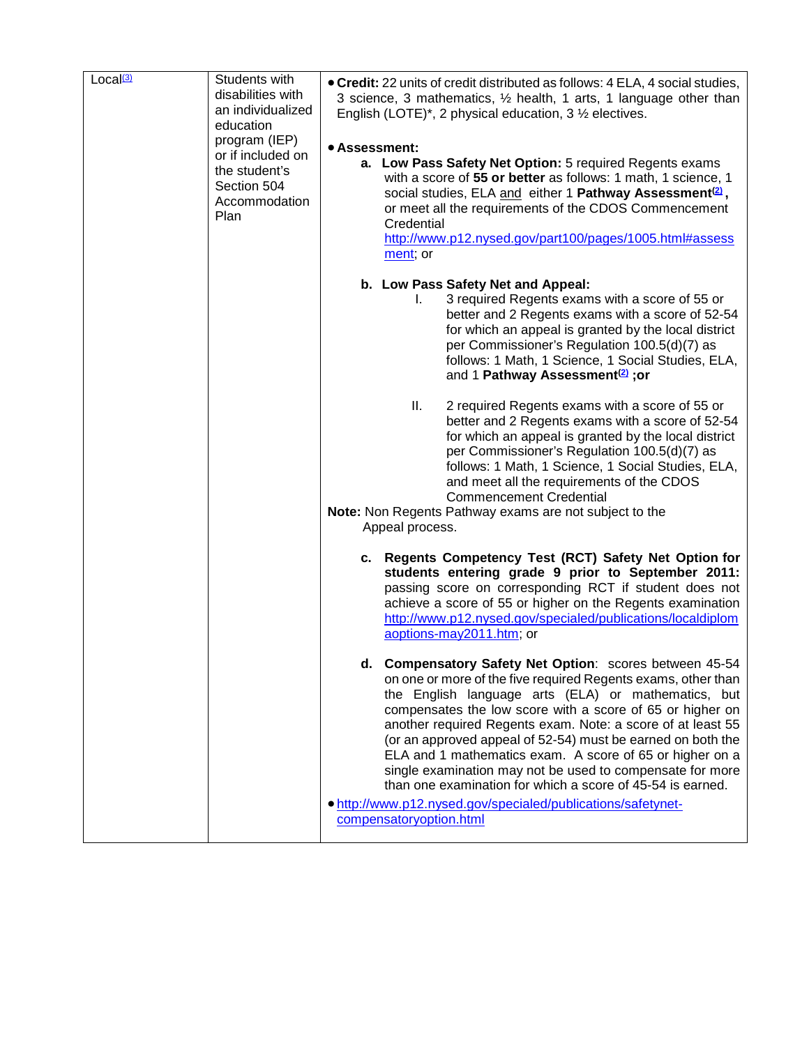| Local[3] | Students with disabilities with an individualized education program (IEP) or if included on the student's Section 504 Accommodation Plan | • **Credit:** 22 units of credit distributed as follows: 4 ELA, 4 social studies, 3 science, 3 mathematics, ½ health, 1 arts, 1 language other than English (LOTE)*, 2 physical education, 3 ½ electives.<br><br>• **Assessment:**<br>**a. Low Pass Safety Net Option:** 5 required Regents exams with a score of **55 or better** as follows: 1 math, 1 science, 1 social studies, ELA and either 1 **Pathway Assessment**[2] **,** or meet all the requirements of the CDOS Commencement Credential http://www.p12.nysed.gov/part100/pages/1005.html#assessment; or<br><br>**b. Low Pass Safety Net and Appeal:**<br>I. 3 required Regents exams with a score of 55 or better and 2 Regents exams with a score of 52-54 for which an appeal is granted by the local district per Commissioner's Regulation 100.5(d)(7) as follows: 1 Math, 1 Science, 1 Social Studies, ELA, and 1 **Pathway Assessment**[2] **;or**<br><br>II. 2 required Regents exams with a score of 55 or better and 2 Regents exams with a score of 52-54 for which an appeal is granted by the local district per Commissioner's Regulation 100.5(d)(7) as follows: 1 Math, 1 Science, 1 Social Studies, ELA, and meet all the requirements of the CDOS Commencement Credential<br>**Note:** Non Regents Pathway exams are not subject to the Appeal process.<br><br>**c. Regents Competency Test (RCT) Safety Net Option for students entering grade 9 prior to September 2011:** passing score on corresponding RCT if student does not achieve a score of 55 or higher on the Regents examination http://www.p12.nysed.gov/specialed/publications/localdiplomaoptions-may2011.htm; or<br><br>**d. Compensatory Safety Net Option**: scores between 45-54 on one or more of the five required Regents exams, other than the English language arts (ELA) or mathematics, but compensates the low score with a score of 65 or higher on another required Regents exam. Note: a score of at least 55 (or an approved appeal of 52-54) must be earned on both the ELA and 1 mathematics exam. A score of 65 or higher on a single examination may not be used to compensate for more than one examination for which a score of 45-54 is earned.<br><br>• http://www.p12.nysed.gov/specialed/publications/safetynet-compensatoryoption.html |
|---|---|---|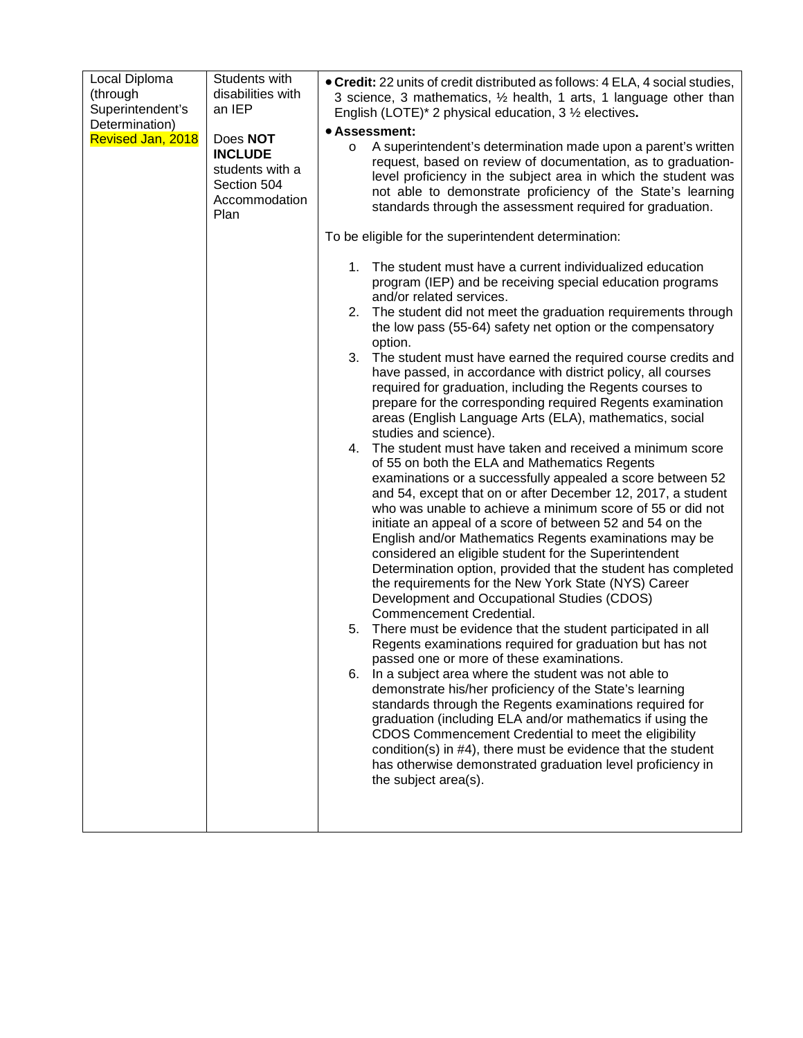| Local Diploma (through Superintendent's Determination) Revised Jan, 2018 | Students with disabilities with an IEP<br><br>Does **NOT INCLUDE** students with a Section 504 Accommodation Plan | • **Credit:** 22 units of credit distributed as follows: 4 ELA, 4 social studies, 3 science, 3 mathematics, ½ health, 1 arts, 1 language other than English (LOTE)* 2 physical education, 3 ½ electives.<br>• **Assessment:**<br>o A superintendent's determination made upon a parent's written request, based on review of documentation, as to graduation-level proficiency in the subject area in which the student was not able to demonstrate proficiency of the State's learning standards through the assessment required for graduation.<br><br>To be eligible for the superintendent determination:<br><br>1. The student must have a current individualized education program (IEP) and be receiving special education programs and/or related services.<br>2. The student did not meet the graduation requirements through the low pass (55-64) safety net option or the compensatory option.<br>3. The student must have earned the required course credits and have passed, in accordance with district policy, all courses required for graduation, including the Regents courses to prepare for the corresponding required Regents examination areas (English Language Arts (ELA), mathematics, social studies and science).<br>4. The student must have taken and received a minimum score of 55 on both the ELA and Mathematics Regents examinations or a successfully appealed a score between 52 and 54, except that on or after December 12, 2017, a student who was unable to achieve a minimum score of 55 or did not initiate an appeal of a score of between 52 and 54 on the English and/or Mathematics Regents examinations may be considered an eligible student for the Superintendent Determination option, provided that the student has completed the requirements for the New York State (NYS) Career Development and Occupational Studies (CDOS) Commencement Credential.<br>5. There must be evidence that the student participated in all Regents examinations required for graduation but has not passed one or more of these examinations.<br>6. In a subject area where the student was not able to demonstrate his/her proficiency of the State's learning standards through the Regents examinations required for graduation (including ELA and/or mathematics if using the CDOS Commencement Credential to meet the eligibility condition(s) in #4), there must be evidence that the student has otherwise demonstrated graduation level proficiency in the subject area(s). |
|---|---|---|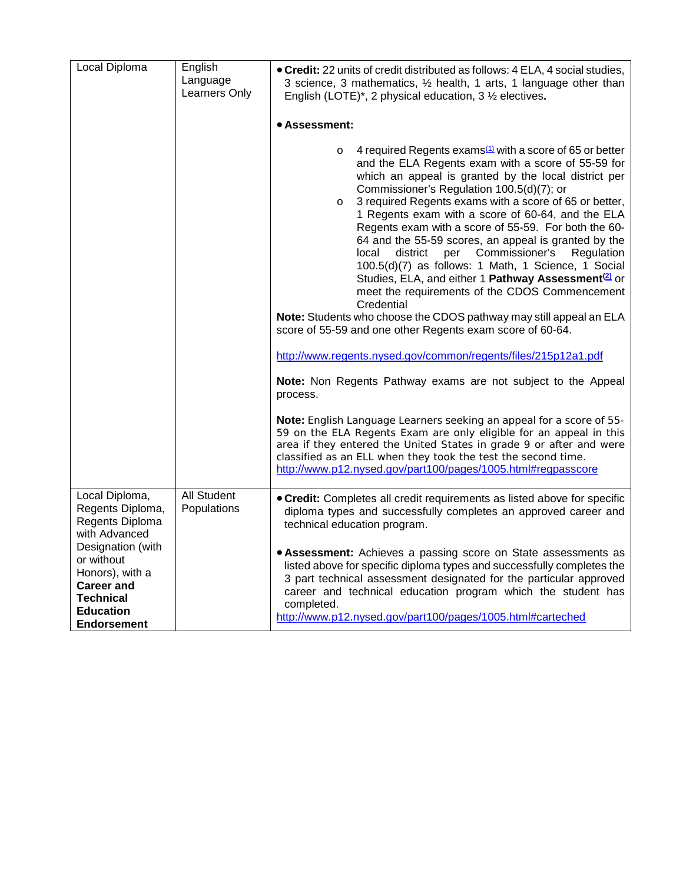| | | |
|---|---|---|
| Local Diploma | English Language Learners Only | • **Credit:** 22 units of credit distributed as follows: 4 ELA, 4 social studies, 3 science, 3 mathematics, ½ health, 1 arts, 1 language other than English (LOTE)*, 2 physical education, 3 ½ electives.<br><br>• **Assessment:**<br><br>o 4 required Regents exams[(1)] with a score of 65 or better and the ELA Regents exam with a score of 55-59 for which an appeal is granted by the local district per Commissioner's Regulation 100.5(d)(7); or<br>o 3 required Regents exams with a score of 65 or better, 1 Regents exam with a score of 60-64, and the ELA Regents exam with a score of 55-59. For both the 60-64 and the 55-59 scores, an appeal is granted by the local district per Commissioner's Regulation 100.5(d)(7) as follows: 1 Math, 1 Science, 1 Social Studies, ELA, and either 1 **Pathway Assessment**[(2)] or meet the requirements of the CDOS Commencement Credential<br>**Note:** Students who choose the CDOS pathway may still appeal an ELA score of 55-59 and one other Regents exam score of 60-64.<br><br>http://www.regents.nysed.gov/common/regents/files/215p12a1.pdf<br><br>**Note:** Non Regents Pathway exams are not subject to the Appeal process.<br><br>**Note:** English Language Learners seeking an appeal for a score of 55-59 on the ELA Regents Exam are only eligible for an appeal in this area if they entered the United States in grade 9 or after and were classified as an ELL when they took the test the second time.<br>http://www.p12.nysed.gov/part100/pages/1005.html#regpasscore |
| Local Diploma, Regents Diploma, Regents Diploma with Advanced Designation (with or without Honors), with a **Career and Technical Education Endorsement** | All Student Populations | • **Credit:** Completes all credit requirements as listed above for specific diploma types and successfully completes an approved career and technical education program.<br><br>• **Assessment:** Achieves a passing score on State assessments as listed above for specific diploma types and successfully completes the 3 part technical assessment designated for the particular approved career and technical education program which the student has completed.<br>http://www.p12.nysed.gov/part100/pages/1005.html#carteched |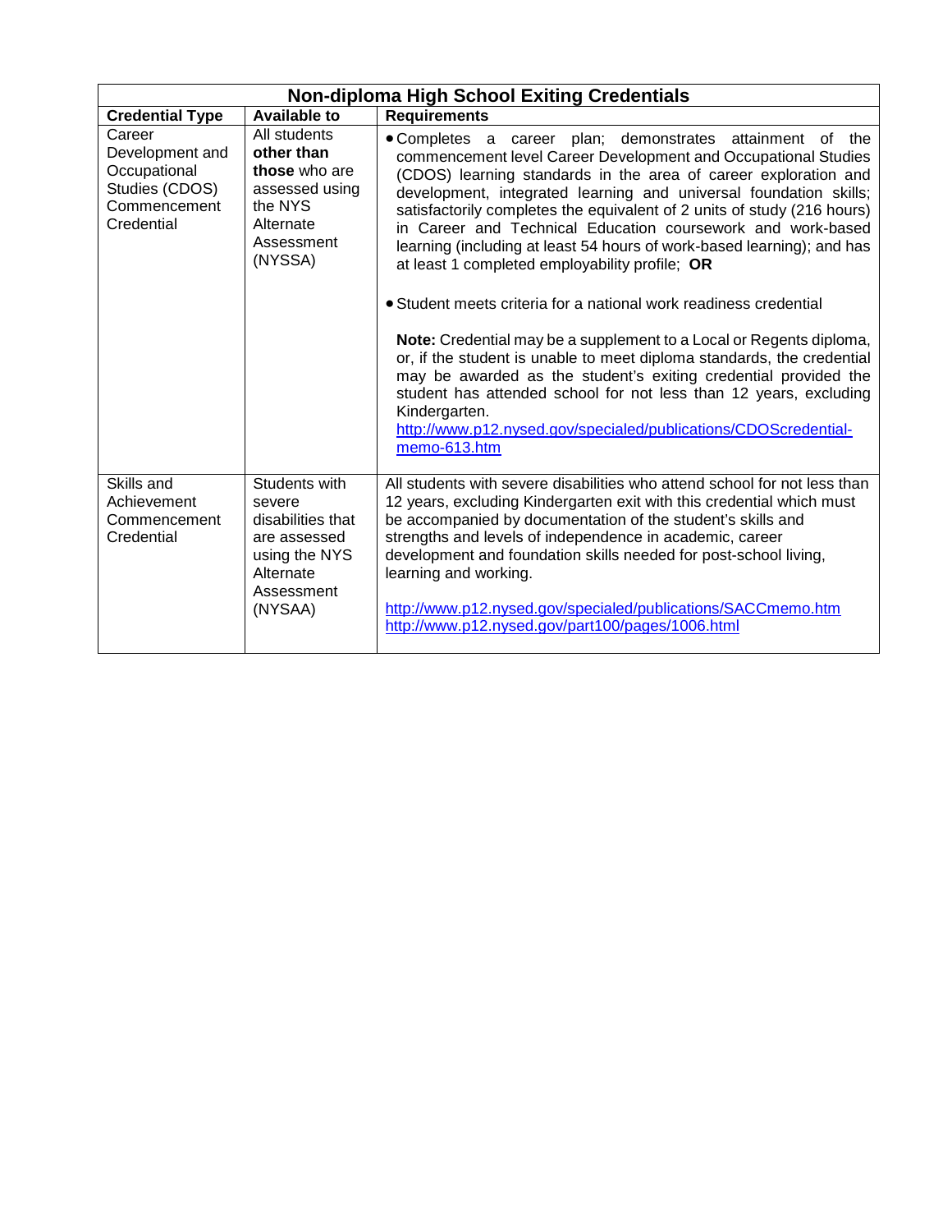| Non-diploma High School Exiting Credentials | | |
|---|---|---|
| **Credential Type** | **Available to** | **Requirements** |
| Career Development and Occupational Studies (CDOS) Commencement Credential | All students **other than those** who are assessed using the NYS Alternate Assessment (NYSSA) | • Completes a career plan; demonstrates attainment of the commencement level Career Development and Occupational Studies (CDOS) learning standards in the area of career exploration and development, integrated learning and universal foundation skills; satisfactorily completes the equivalent of 2 units of study (216 hours) in Career and Technical Education coursework and work-based learning (including at least 54 hours of work-based learning); and has at least 1 completed employability profile; **OR**<br><br>• Student meets criteria for a national work readiness credential<br><br>**Note:** Credential may be a supplement to a Local or Regents diploma, or, if the student is unable to meet diploma standards, the credential may be awarded as the student's exiting credential provided the student has attended school for not less than 12 years, excluding Kindergarten.<br>http://www.p12.nysed.gov/specialed/publications/CDOScredential-memo-613.htm |
| Skills and Achievement Commencement Credential | Students with severe disabilities that are assessed using the NYS Alternate Assessment (NYSAA) | All students with severe disabilities who attend school for not less than 12 years, excluding Kindergarten exit with this credential which must be accompanied by documentation of the student's skills and strengths and levels of independence in academic, career development and foundation skills needed for post-school living, learning and working.<br><br>http://www.p12.nysed.gov/specialed/publications/SACCmemo.htm<br>http://www.p12.nysed.gov/part100/pages/1006.html |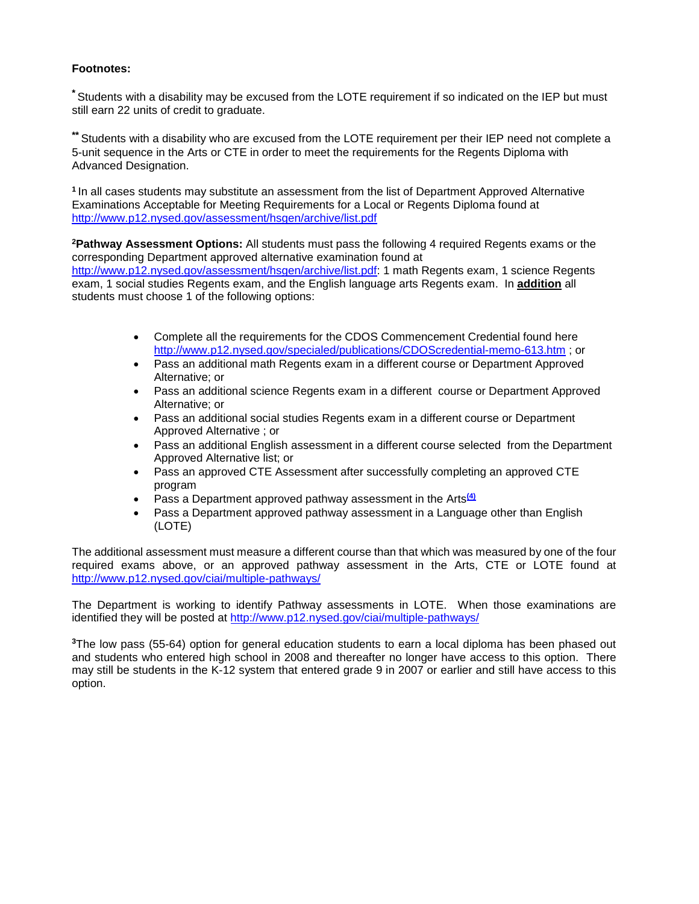**Footnotes:**

[*] Students with a disability may be excused from the LOTE requirement if so indicated on the IEP but must still earn 22 units of credit to graduate.

[**] Students with a disability who are excused from the LOTE requirement per their IEP need not complete a 5-unit sequence in the Arts or CTE in order to meet the requirements for the Regents Diploma with Advanced Designation.

[1] In all cases students may substitute an assessment from the list of Department Approved Alternative Examinations Acceptable for Meeting Requirements for a Local or Regents Diploma found at http://www.p12.nysed.gov/assessment/hsgen/archive/list.pdf

[2] **Pathway Assessment Options:** All students must pass the following 4 required Regents exams or the corresponding Department approved alternative examination found at http://www.p12.nysed.gov/assessment/hsgen/archive/list.pdf: 1 math Regents exam, 1 science Regents exam, 1 social studies Regents exam, and the English language arts Regents exam. In **addition** all students must choose 1 of the following options:

- Complete all the requirements for the CDOS Commencement Credential found here http://www.p12.nysed.gov/specialed/publications/CDOScredential-memo-613.htm ; or
- Pass an additional math Regents exam in a different course or Department Approved Alternative; or
- Pass an additional science Regents exam in a different course or Department Approved Alternative; or
- Pass an additional social studies Regents exam in a different course or Department Approved Alternative ; or
- Pass an additional English assessment in a different course selected from the Department Approved Alternative list; or
- Pass an approved CTE Assessment after successfully completing an approved CTE program
- Pass a Department approved pathway assessment in the Arts[(4)]
- Pass a Department approved pathway assessment in a Language other than English (LOTE)

The additional assessment must measure a different course than that which was measured by one of the four required exams above, or an approved pathway assessment in the Arts, CTE or LOTE found at http://www.p12.nysed.gov/ciai/multiple-pathways/

The Department is working to identify Pathway assessments in LOTE. When those examinations are identified they will be posted at http://www.p12.nysed.gov/ciai/multiple-pathways/

[3] The low pass (55-64) option for general education students to earn a local diploma has been phased out and students who entered high school in 2008 and thereafter no longer have access to this option. There may still be students in the K-12 system that entered grade 9 in 2007 or earlier and still have access to this option.